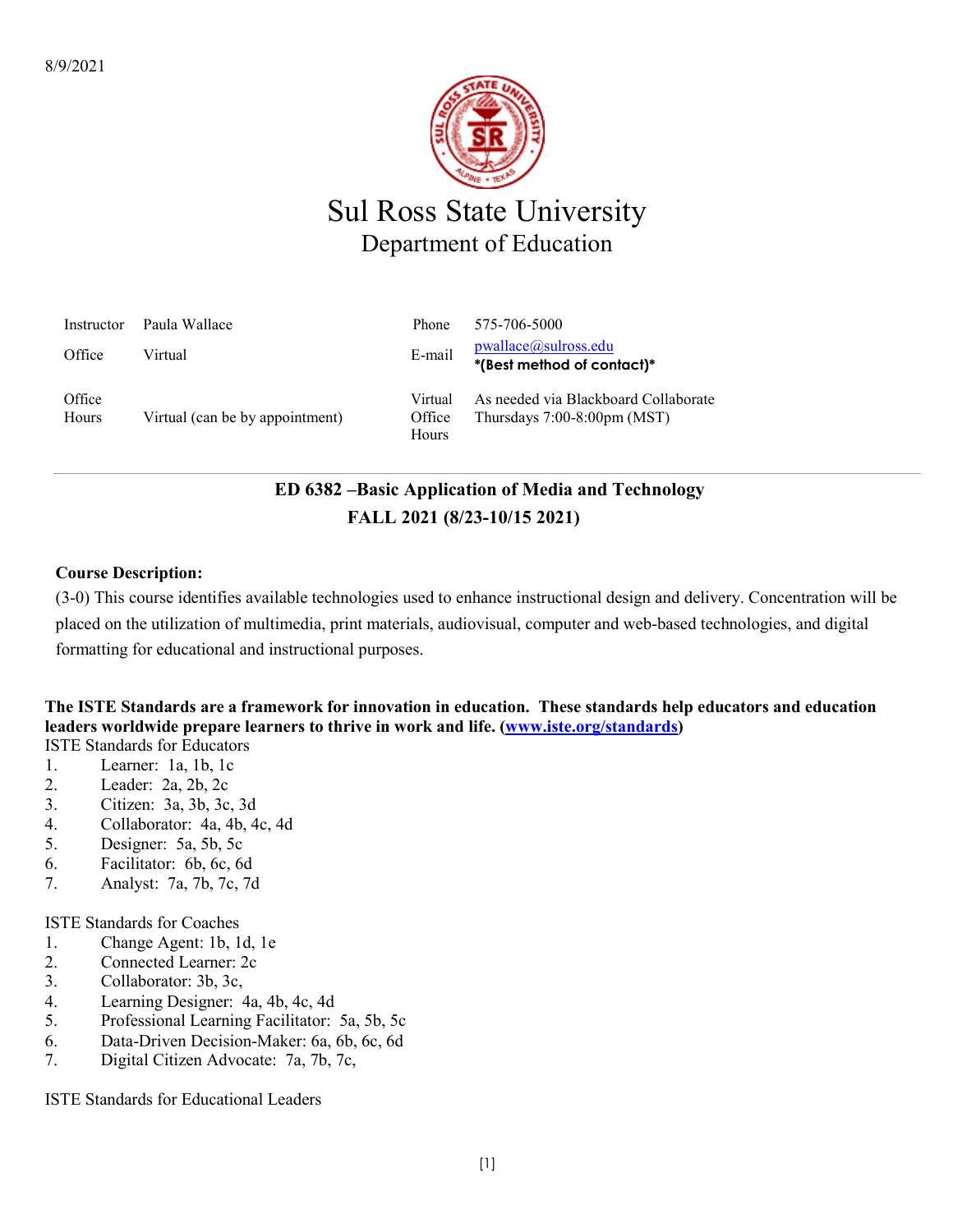8/9/2021

# Sul Ross State University

## Department of Education

| | | | |
|---|---|---|---|
| Instructor | Paula Wallace | Phone | 575-706-5000 |
| Office | Virtual | E-mail | pwallace@sulross.edu **\*(Best method of contact)\*** |
| Office Hours | Virtual (can be by appointment) | Virtual Office Hours | As needed via Blackboard Collaborate Thursdays 7:00-8:00pm (MST) |

---

### ED 6382 –Basic Application of Media and Technology
### FALL 2021 (8/23-10/15 2021)

**Course Description:**

(3-0) This course identifies available technologies used to enhance instructional design and delivery. Concentration will be placed on the utilization of multimedia, print materials, audiovisual, computer and web-based technologies, and digital formatting for educational and instructional purposes.

**The ISTE Standards are a framework for innovation in education. These standards help educators and education leaders worldwide prepare learners to thrive in work and life. (www.iste.org/standards)**

ISTE Standards for Educators

1. Learner: 1a, 1b, 1c
2. Leader: 2a, 2b, 2c
3. Citizen: 3a, 3b, 3c, 3d
4. Collaborator: 4a, 4b, 4c, 4d
5. Designer: 5a, 5b, 5c
6. Facilitator: 6b, 6c, 6d
7. Analyst: 7a, 7b, 7c, 7d

ISTE Standards for Coaches

1. Change Agent: 1b, 1d, 1e
2. Connected Learner: 2c
3. Collaborator: 3b, 3c,
4. Learning Designer: 4a, 4b, 4c, 4d
5. Professional Learning Facilitator: 5a, 5b, 5c
6. Data-Driven Decision-Maker: 6a, 6b, 6c, 6d
7. Digital Citizen Advocate: 7a, 7b, 7c,

ISTE Standards for Educational Leaders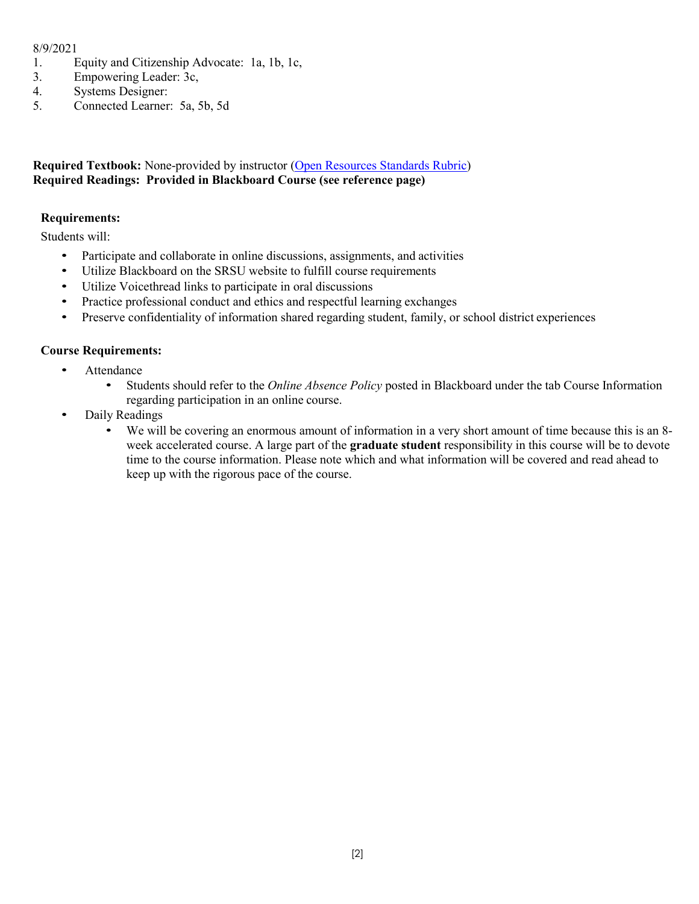8/9/2021

1. Equity and Citizenship Advocate: 1a, 1b, 1c,
3. Empowering Leader: 3c,
4. Systems Designer:
5. Connected Learner: 5a, 5b, 5d

**Required Textbook:** None-provided by instructor (Open Resources Standards Rubric)
**Required Readings: Provided in Blackboard Course (see reference page)**

**Requirements:**

Students will:

- Participate and collaborate in online discussions, assignments, and activities
- Utilize Blackboard on the SRSU website to fulfill course requirements
- Utilize Voicethread links to participate in oral discussions
- Practice professional conduct and ethics and respectful learning exchanges
- Preserve confidentiality of information shared regarding student, family, or school district experiences

**Course Requirements:**

- Attendance
  - Students should refer to the *Online Absence Policy* posted in Blackboard under the tab Course Information regarding participation in an online course.
- Daily Readings
  - We will be covering an enormous amount of information in a very short amount of time because this is an 8-week accelerated course. A large part of the **graduate student** responsibility in this course will be to devote time to the course information. Please note which and what information will be covered and read ahead to keep up with the rigorous pace of the course.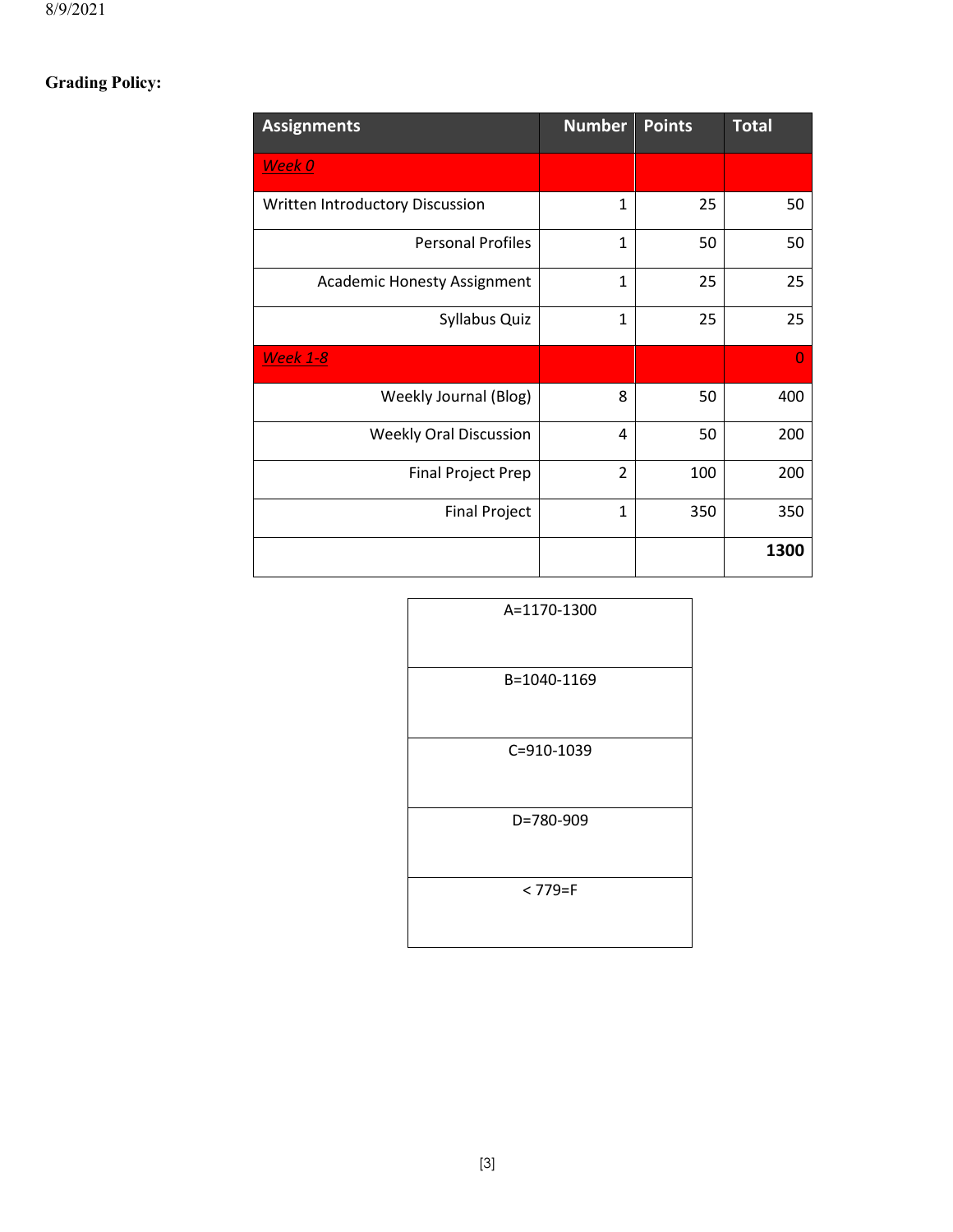**Grading Policy:**

| Assignments | Number | Points | Total |
|---|---|---|---|
| *Week 0* | | | |
| Written Introductory Discussion | 1 | 25 | 50 |
| Personal Profiles | 1 | 50 | 50 |
| Academic Honesty Assignment | 1 | 25 | 25 |
| Syllabus Quiz | 1 | 25 | 25 |
| *Week 1-8* | | | 0 |
| Weekly Journal (Blog) | 8 | 50 | 400 |
| Weekly Oral Discussion | 4 | 50 | 200 |
| Final Project Prep | 2 | 100 | 200 |
| Final Project | 1 | 350 | 350 |
| | | | **1300** |

| |
|---|
| A=1170-1300 |
| B=1040-1169 |
| C=910-1039 |
| D=780-909 |
| < 779=F |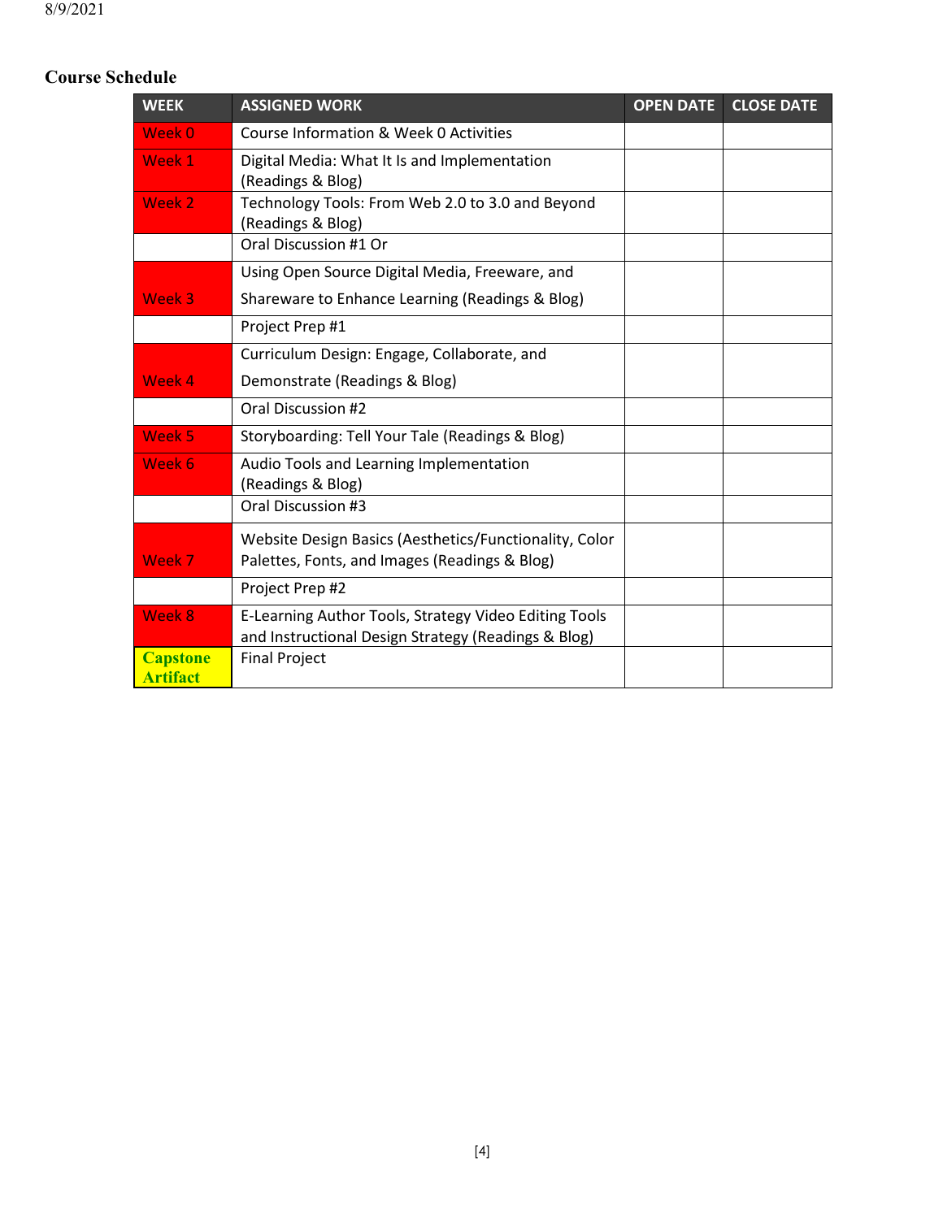## Course Schedule

| WEEK | ASSIGNED WORK | OPEN DATE | CLOSE DATE |
|---|---|---|---|
| Week 0 | Course Information & Week 0 Activities | | |
| Week 1 | Digital Media: What It Is and Implementation (Readings & Blog) | | |
| Week 2 | Technology Tools: From Web 2.0 to 3.0 and Beyond (Readings & Blog) | | |
| | Oral Discussion #1 Or | | |
| Week 3 | Using Open Source Digital Media, Freeware, and Shareware to Enhance Learning (Readings & Blog) | | |
| | Project Prep #1 | | |
| Week 4 | Curriculum Design: Engage, Collaborate, and Demonstrate (Readings & Blog) | | |
| | Oral Discussion #2 | | |
| Week 5 | Storyboarding: Tell Your Tale (Readings & Blog) | | |
| Week 6 | Audio Tools and Learning Implementation (Readings & Blog) | | |
| | Oral Discussion #3 | | |
| Week 7 | Website Design Basics (Aesthetics/Functionality, Color Palettes, Fonts, and Images (Readings & Blog) | | |
| | Project Prep #2 | | |
| Week 8 | E-Learning Author Tools, Strategy Video Editing Tools and Instructional Design Strategy (Readings & Blog) | | |
| Capstone Artifact | Final Project | | |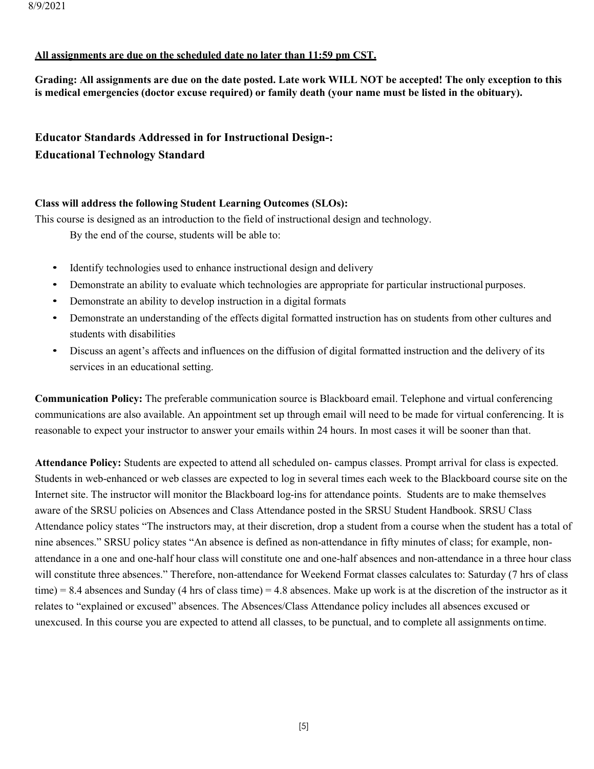**All assignments are due on the scheduled date no later than 11:59 pm CST.**

**Grading: All assignments are due on the date posted. Late work WILL NOT be accepted! The only exception to this is medical emergencies (doctor excuse required) or family death (your name must be listed in the obituary).**

### Educator Standards Addressed in for Instructional Design-:
### Educational Technology Standard

**Class will address the following Student Learning Outcomes (SLOs):**

This course is designed as an introduction to the field of instructional design and technology.

By the end of the course, students will be able to:

- Identify technologies used to enhance instructional design and delivery
- Demonstrate an ability to evaluate which technologies are appropriate for particular instructional purposes.
- Demonstrate an ability to develop instruction in a digital formats
- Demonstrate an understanding of the effects digital formatted instruction has on students from other cultures and students with disabilities
- Discuss an agent's affects and influences on the diffusion of digital formatted instruction and the delivery of its services in an educational setting.

**Communication Policy:** The preferable communication source is Blackboard email. Telephone and virtual conferencing communications are also available. An appointment set up through email will need to be made for virtual conferencing. It is reasonable to expect your instructor to answer your emails within 24 hours. In most cases it will be sooner than that.

**Attendance Policy:** Students are expected to attend all scheduled on- campus classes. Prompt arrival for class is expected. Students in web-enhanced or web classes are expected to log in several times each week to the Blackboard course site on the Internet site. The instructor will monitor the Blackboard log-ins for attendance points. Students are to make themselves aware of the SRSU policies on Absences and Class Attendance posted in the SRSU Student Handbook. SRSU Class Attendance policy states "The instructors may, at their discretion, drop a student from a course when the student has a total of nine absences." SRSU policy states "An absence is defined as non-attendance in fifty minutes of class; for example, non-attendance in a one and one-half hour class will constitute one and one-half absences and non-attendance in a three hour class will constitute three absences." Therefore, non-attendance for Weekend Format classes calculates to: Saturday (7 hrs of class time) = 8.4 absences and Sunday (4 hrs of class time) = 4.8 absences. Make up work is at the discretion of the instructor as it relates to "explained or excused" absences. The Absences/Class Attendance policy includes all absences excused or unexcused. In this course you are expected to attend all classes, to be punctual, and to complete all assignments on time.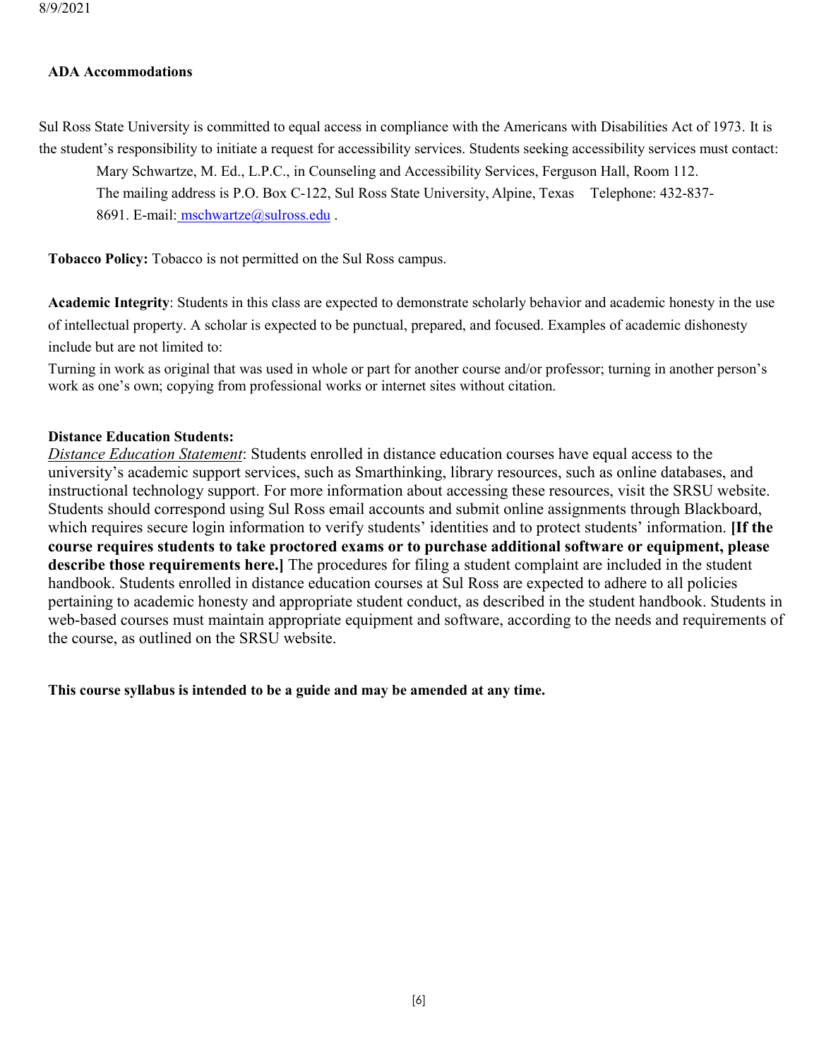**ADA Accommodations**

Sul Ross State University is committed to equal access in compliance with the Americans with Disabilities Act of 1973. It is the student's responsibility to initiate a request for accessibility services. Students seeking accessibility services must contact:

Mary Schwartze, M. Ed., L.P.C., in Counseling and Accessibility Services, Ferguson Hall, Room 112. The mailing address is P.O. Box C-122, Sul Ross State University, Alpine, Texas Telephone: 432-837-8691. E-mail: mschwartze@sulross.edu .

**Tobacco Policy:** Tobacco is not permitted on the Sul Ross campus.

**Academic Integrity**: Students in this class are expected to demonstrate scholarly behavior and academic honesty in the use of intellectual property. A scholar is expected to be punctual, prepared, and focused. Examples of academic dishonesty include but are not limited to:

Turning in work as original that was used in whole or part for another course and/or professor; turning in another person's work as one's own; copying from professional works or internet sites without citation.

**Distance Education Students:**

*Distance Education Statement*: Students enrolled in distance education courses have equal access to the university's academic support services, such as Smarthinking, library resources, such as online databases, and instructional technology support. For more information about accessing these resources, visit the SRSU website. Students should correspond using Sul Ross email accounts and submit online assignments through Blackboard, which requires secure login information to verify students' identities and to protect students' information. **[If the course requires students to take proctored exams or to purchase additional software or equipment, please describe those requirements here.]** The procedures for filing a student complaint are included in the student handbook. Students enrolled in distance education courses at Sul Ross are expected to adhere to all policies pertaining to academic honesty and appropriate student conduct, as described in the student handbook. Students in web-based courses must maintain appropriate equipment and software, according to the needs and requirements of the course, as outlined on the SRSU website.

**This course syllabus is intended to be a guide and may be amended at any time.**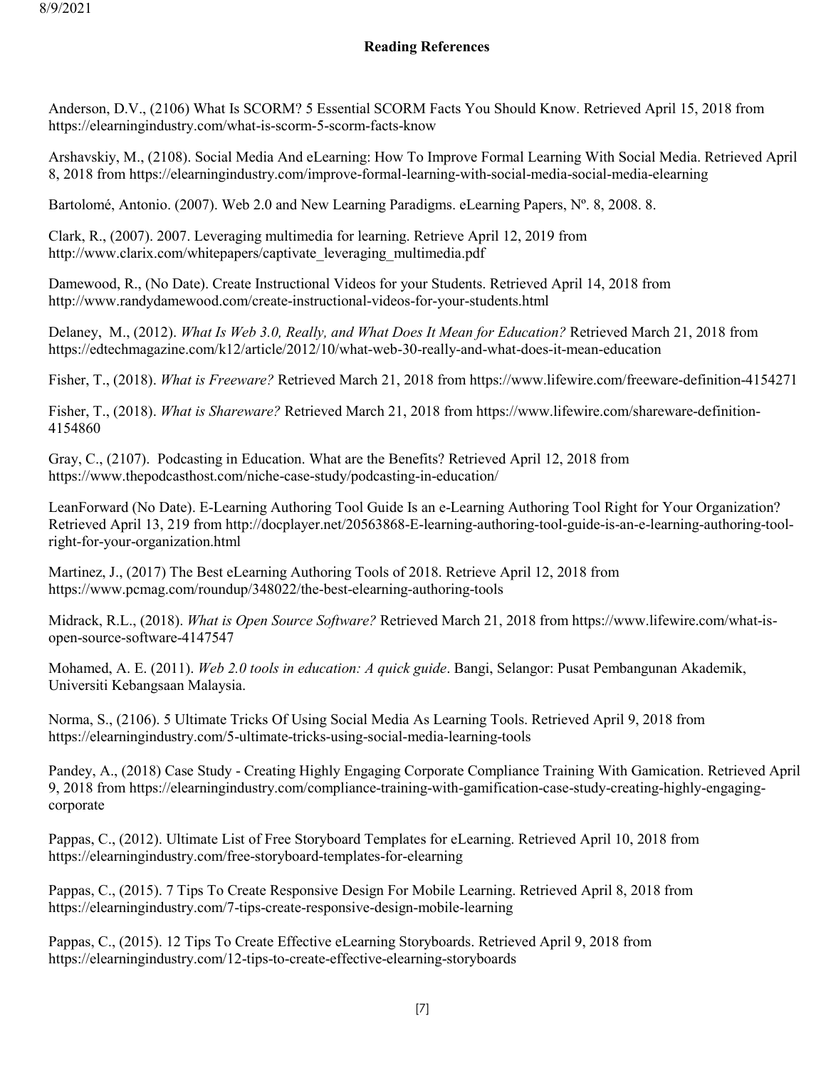## Reading References

Anderson, D.V., (2106) What Is SCORM? 5 Essential SCORM Facts You Should Know. Retrieved April 15, 2018 from https://elearningindustry.com/what-is-scorm-5-scorm-facts-know

Arshavskiy, M., (2108). Social Media And eLearning: How To Improve Formal Learning With Social Media. Retrieved April 8, 2018 from https://elearningindustry.com/improve-formal-learning-with-social-media-social-media-elearning

Bartolomé, Antonio. (2007). Web 2.0 and New Learning Paradigms. eLearning Papers, Nº. 8, 2008. 8.

Clark, R., (2007). 2007. Leveraging multimedia for learning. Retrieve April 12, 2019 from http://www.clarix.com/whitepapers/captivate_leveraging_multimedia.pdf

Damewood, R., (No Date). Create Instructional Videos for your Students. Retrieved April 14, 2018 from http://www.randydamewood.com/create-instructional-videos-for-your-students.html

Delaney, M., (2012). *What Is Web 3.0, Really, and What Does It Mean for Education?* Retrieved March 21, 2018 from https://edtechmagazine.com/k12/article/2012/10/what-web-30-really-and-what-does-it-mean-education

Fisher, T., (2018). *What is Freeware?* Retrieved March 21, 2018 from https://www.lifewire.com/freeware-definition-4154271

Fisher, T., (2018). *What is Shareware?* Retrieved March 21, 2018 from https://www.lifewire.com/shareware-definition-4154860

Gray, C., (2107). Podcasting in Education. What are the Benefits? Retrieved April 12, 2018 from https://www.thepodcasthost.com/niche-case-study/podcasting-in-education/

LeanForward (No Date). E-Learning Authoring Tool Guide Is an e-Learning Authoring Tool Right for Your Organization? Retrieved April 13, 219 from http://docplayer.net/20563868-E-learning-authoring-tool-guide-is-an-e-learning-authoring-tool-right-for-your-organization.html

Martinez, J., (2017) The Best eLearning Authoring Tools of 2018. Retrieve April 12, 2018 from https://www.pcmag.com/roundup/348022/the-best-elearning-authoring-tools

Midrack, R.L., (2018). *What is Open Source Software?* Retrieved March 21, 2018 from https://www.lifewire.com/what-is-open-source-software-4147547

Mohamed, A. E. (2011). *Web 2.0 tools in education: A quick guide*. Bangi, Selangor: Pusat Pembangunan Akademik, Universiti Kebangsaan Malaysia.

Norma, S., (2106). 5 Ultimate Tricks Of Using Social Media As Learning Tools. Retrieved April 9, 2018 from https://elearningindustry.com/5-ultimate-tricks-using-social-media-learning-tools

Pandey, A., (2018) Case Study - Creating Highly Engaging Corporate Compliance Training With Gamication. Retrieved April 9, 2018 from https://elearningindustry.com/compliance-training-with-gamification-case-study-creating-highly-engaging-corporate

Pappas, C., (2012). Ultimate List of Free Storyboard Templates for eLearning. Retrieved April 10, 2018 from https://elearningindustry.com/free-storyboard-templates-for-elearning

Pappas, C., (2015). 7 Tips To Create Responsive Design For Mobile Learning. Retrieved April 8, 2018 from https://elearningindustry.com/7-tips-create-responsive-design-mobile-learning

Pappas, C., (2015). 12 Tips To Create Effective eLearning Storyboards. Retrieved April 9, 2018 from https://elearningindustry.com/12-tips-to-create-effective-elearning-storyboards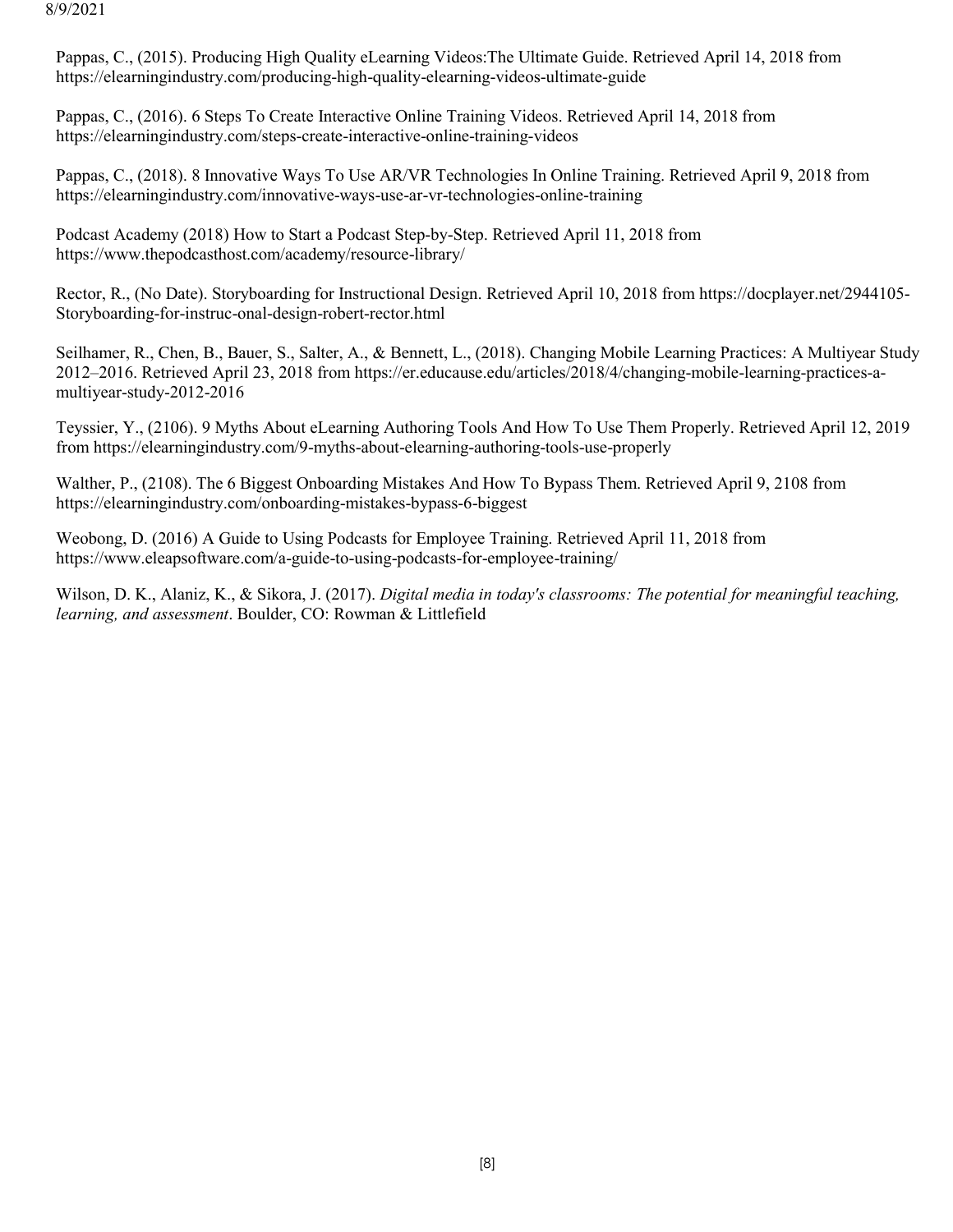Pappas, C., (2015). Producing High Quality eLearning Videos:The Ultimate Guide. Retrieved April 14, 2018 from https://elearningindustry.com/producing-high-quality-elearning-videos-ultimate-guide

Pappas, C., (2016). 6 Steps To Create Interactive Online Training Videos. Retrieved April 14, 2018 from https://elearningindustry.com/steps-create-interactive-online-training-videos

Pappas, C., (2018). 8 Innovative Ways To Use AR/VR Technologies In Online Training. Retrieved April 9, 2018 from https://elearningindustry.com/innovative-ways-use-ar-vr-technologies-online-training

Podcast Academy (2018) How to Start a Podcast Step-by-Step. Retrieved April 11, 2018 from https://www.thepodcasthost.com/academy/resource-library/

Rector, R., (No Date). Storyboarding for Instructional Design. Retrieved April 10, 2018 from https://docplayer.net/2944105-Storyboarding-for-instruc-onal-design-robert-rector.html

Seilhamer, R., Chen, B., Bauer, S., Salter, A., & Bennett, L., (2018). Changing Mobile Learning Practices: A Multiyear Study 2012–2016. Retrieved April 23, 2018 from https://er.educause.edu/articles/2018/4/changing-mobile-learning-practices-a-multiyear-study-2012-2016

Teyssier, Y., (2106). 9 Myths About eLearning Authoring Tools And How To Use Them Properly. Retrieved April 12, 2019 from https://elearningindustry.com/9-myths-about-elearning-authoring-tools-use-properly

Walther, P., (2108). The 6 Biggest Onboarding Mistakes And How To Bypass Them. Retrieved April 9, 2108 from https://elearningindustry.com/onboarding-mistakes-bypass-6-biggest

Weobong, D. (2016) A Guide to Using Podcasts for Employee Training. Retrieved April 11, 2018 from https://www.eleapsoftware.com/a-guide-to-using-podcasts-for-employee-training/

Wilson, D. K., Alaniz, K., & Sikora, J. (2017). *Digital media in today's classrooms: The potential for meaningful teaching, learning, and assessment*. Boulder, CO: Rowman & Littlefield